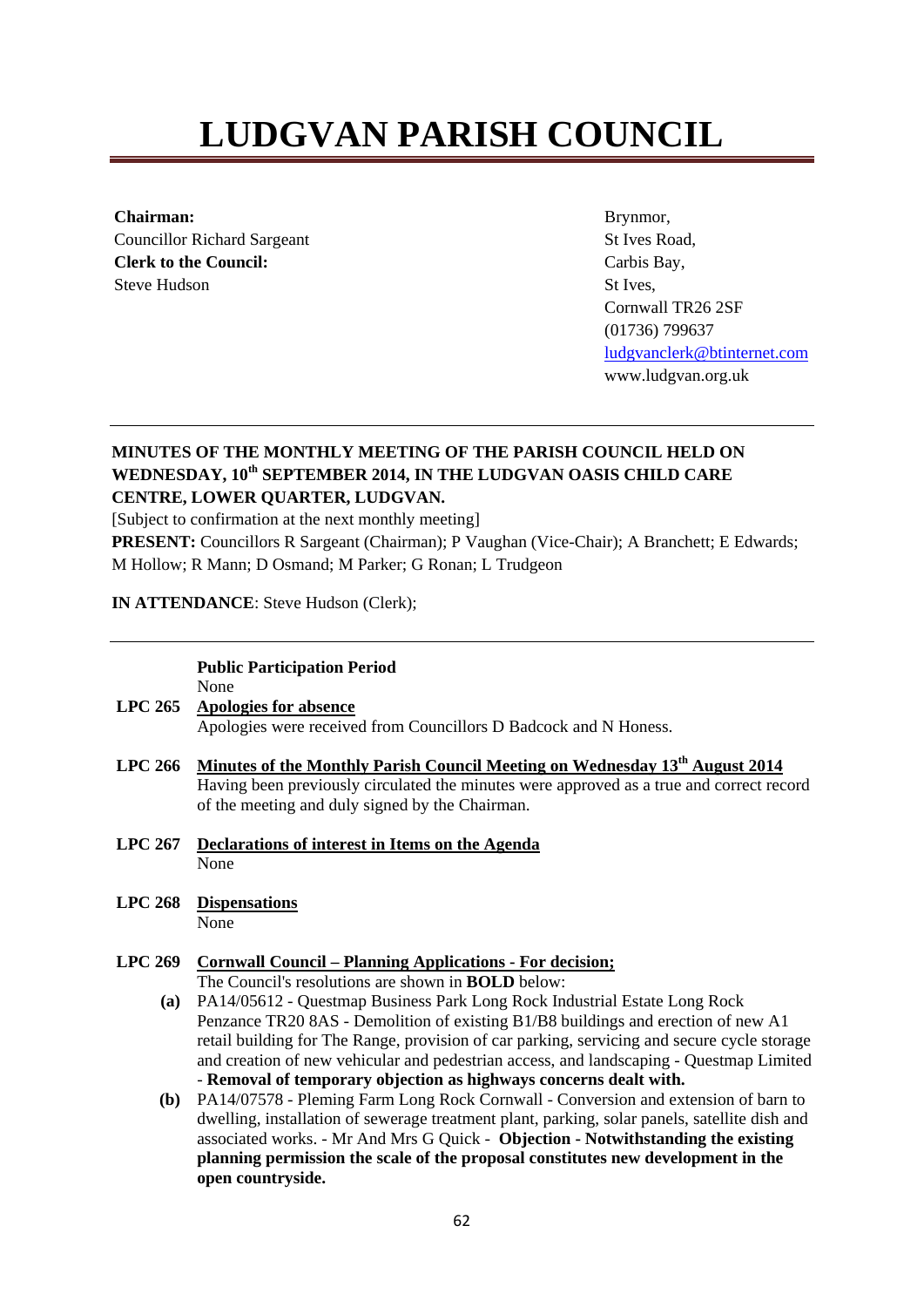# LUDGVAN PARISH COUNCIL

**Chairman:**
Councillor Richard Sargeant
**Clerk to the Council:**
Steve Hudson

Brynmor,
St Ives Road,
Carbis Bay,
St Ives,
Cornwall TR26 2SF
(01736) 799637
ludgvanclerk@btinternet.com
www.ludgvan.org.uk

---

**MINUTES OF THE MONTHLY MEETING OF THE PARISH COUNCIL HELD ON WEDNESDAY, 10th SEPTEMBER 2014, IN THE LUDGVAN OASIS CHILD CARE CENTRE, LOWER QUARTER, LUDGVAN.**

[Subject to confirmation at the next monthly meeting]

**PRESENT:** Councillors R Sargeant (Chairman); P Vaughan (Vice-Chair); A Branchett; E Edwards; M Hollow; R Mann; D Osmand; M Parker; G Ronan; L Trudgeon

**IN ATTENDANCE**: Steve Hudson (Clerk);

---

**Public Participation Period**
None

**LPC 265 Apologies for absence**
Apologies were received from Councillors D Badcock and N Honess.

**LPC 266 Minutes of the Monthly Parish Council Meeting on Wednesday 13th August 2014**
Having been previously circulated the minutes were approved as a true and correct record of the meeting and duly signed by the Chairman.

**LPC 267 Declarations of interest in Items on the Agenda**
None

**LPC 268 Dispensations**
None

**LPC 269 Cornwall Council – Planning Applications - For decision;**
The Council's resolutions are shown in **BOLD** below:

**(a)** PA14/05612 - Questmap Business Park Long Rock Industrial Estate Long Rock Penzance TR20 8AS - Demolition of existing B1/B8 buildings and erection of new A1 retail building for The Range, provision of car parking, servicing and secure cycle storage and creation of new vehicular and pedestrian access, and landscaping - Questmap Limited - **Removal of temporary objection as highways concerns dealt with.**

**(b)** PA14/07578 - Pleming Farm Long Rock Cornwall - Conversion and extension of barn to dwelling, installation of sewerage treatment plant, parking, solar panels, satellite dish and associated works. - Mr And Mrs G Quick - **Objection - Notwithstanding the existing planning permission the scale of the proposal constitutes new development in the open countryside.**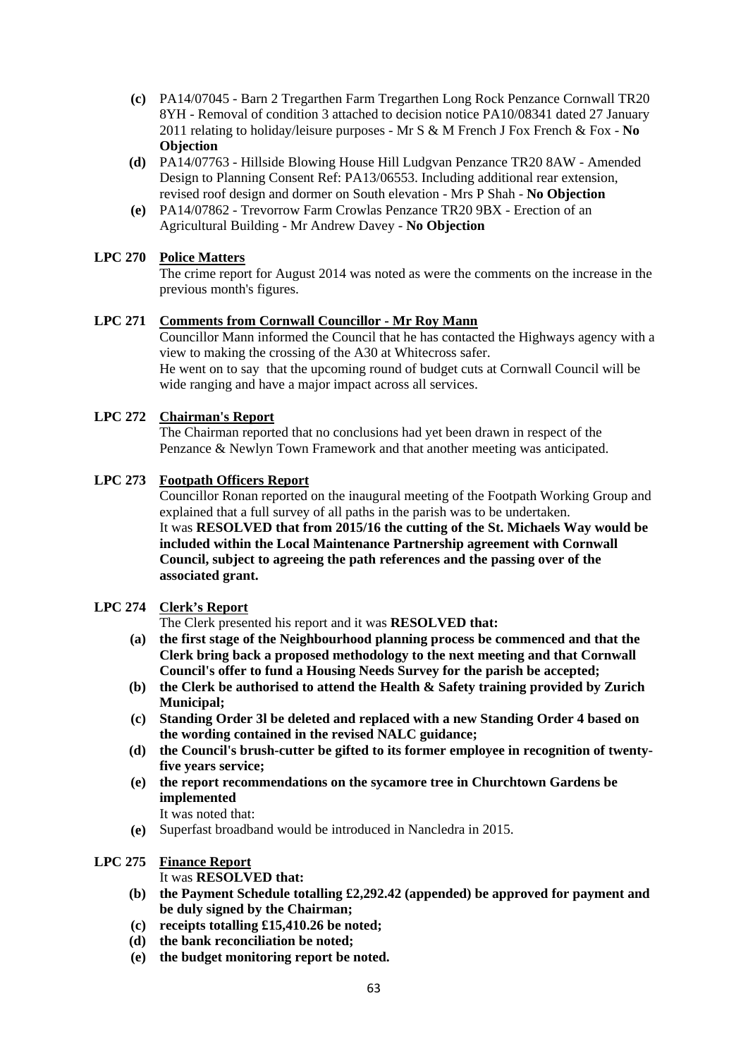**(c)** PA14/07045 - Barn 2 Tregarthen Farm Tregarthen Long Rock Penzance Cornwall TR20 8YH - Removal of condition 3 attached to decision notice PA10/08341 dated 27 January 2011 relating to holiday/leisure purposes - Mr S & M French J Fox French & Fox - **No Objection**

**(d)** PA14/07763 - Hillside Blowing House Hill Ludgvan Penzance TR20 8AW - Amended Design to Planning Consent Ref: PA13/06553. Including additional rear extension, revised roof design and dormer on South elevation - Mrs P Shah - **No Objection**

**(e)** PA14/07862 - Trevorrow Farm Crowlas Penzance TR20 9BX - Erection of an Agricultural Building - Mr Andrew Davey - **No Objection**

**LPC 270 Police Matters**

The crime report for August 2014 was noted as were the comments on the increase in the previous month's figures.

**LPC 271 Comments from Cornwall Councillor - Mr Roy Mann**

Councillor Mann informed the Council that he has contacted the Highways agency with a view to making the crossing of the A30 at Whitecross safer.
He went on to say that the upcoming round of budget cuts at Cornwall Council will be wide ranging and have a major impact across all services.

**LPC 272 Chairman's Report**

The Chairman reported that no conclusions had yet been drawn in respect of the Penzance & Newlyn Town Framework and that another meeting was anticipated.

**LPC 273 Footpath Officers Report**

Councillor Ronan reported on the inaugural meeting of the Footpath Working Group and explained that a full survey of all paths in the parish was to be undertaken.
It was **RESOLVED that from 2015/16 the cutting of the St. Michaels Way would be included within the Local Maintenance Partnership agreement with Cornwall Council, subject to agreeing the path references and the passing over of the associated grant.**

**LPC 274 Clerk's Report**

The Clerk presented his report and it was **RESOLVED that:**

**(a) the first stage of the Neighbourhood planning process be commenced and that the Clerk bring back a proposed methodology to the next meeting and that Cornwall Council's offer to fund a Housing Needs Survey for the parish be accepted;**

**(b) the Clerk be authorised to attend the Health & Safety training provided by Zurich Municipal;**

**(c) Standing Order 3l be deleted and replaced with a new Standing Order 4 based on the wording contained in the revised NALC guidance;**

**(d) the Council's brush-cutter be gifted to its former employee in recognition of twenty-five years service;**

**(e) the report recommendations on the sycamore tree in Churchtown Gardens be implemented**

It was noted that:

**(e)** Superfast broadband would be introduced in Nancledra in 2015.

**LPC 275 Finance Report**

It was **RESOLVED that:**

**(b) the Payment Schedule totalling £2,292.42 (appended) be approved for payment and be duly signed by the Chairman;**

**(c) receipts totalling £15,410.26 be noted;**

**(d) the bank reconciliation be noted;**

**(e) the budget monitoring report be noted.**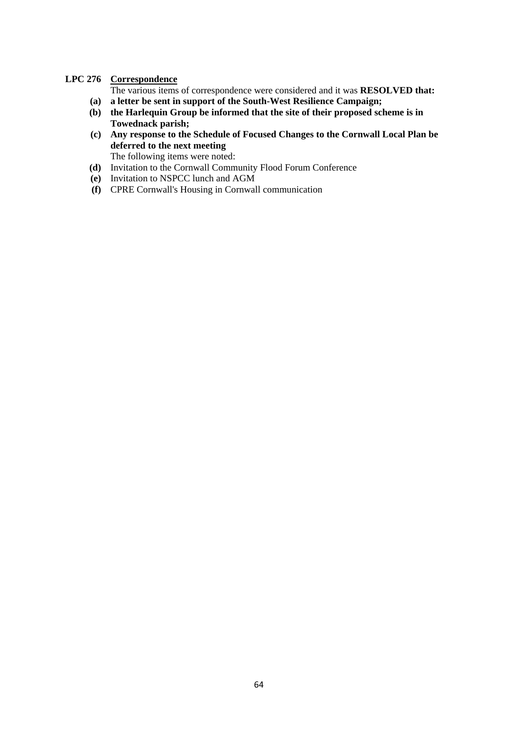**LPC 276 Correspondence**

The various items of correspondence were considered and it was **RESOLVED that:**

- **(a) a letter be sent in support of the South-West Resilience Campaign;**
- **(b) the Harlequin Group be informed that the site of their proposed scheme is in Towednack parish;**
- **(c) Any response to the Schedule of Focused Changes to the Cornwall Local Plan be deferred to the next meeting**

The following items were noted:

- **(d)** Invitation to the Cornwall Community Flood Forum Conference
- **(e)** Invitation to NSPCC lunch and AGM
- **(f)** CPRE Cornwall's Housing in Cornwall communication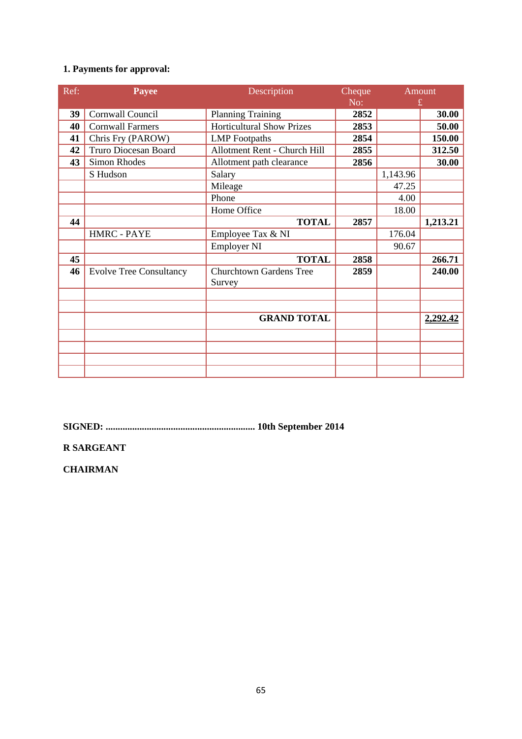**1. Payments for approval:**

| Ref: | Payee | Description | Cheque No: | Amount £ | |
|---|---|---|---|---|---|
| **39** | Cornwall Council | Planning Training | **2852** | | **30.00** |
| **40** | Cornwall Farmers | Horticultural Show Prizes | **2853** | | **50.00** |
| **41** | Chris Fry (PAROW) | LMP Footpaths | **2854** | | **150.00** |
| **42** | Truro Diocesan Board | Allotment Rent - Church Hill | **2855** | | **312.50** |
| **43** | Simon Rhodes | Allotment path clearance | **2856** | | **30.00** |
| | S Hudson | Salary | | 1,143.96 | |
| | | Mileage | | 47.25 | |
| | | Phone | | 4.00 | |
| | | Home Office | | 18.00 | |
| **44** | | **TOTAL** | **2857** | | **1,213.21** |
| | HMRC - PAYE | Employee Tax & NI | | 176.04 | |
| | | Employer NI | | 90.67 | |
| **45** | | **TOTAL** | **2858** | | **266.71** |
| **46** | Evolve Tree Consultancy | Churchtown Gardens Tree Survey | **2859** | | **240.00** |
| | | | | | |
| | | | | | |
| | | **GRAND TOTAL** | | | **2,292.42** |
| | | | | | |
| | | | | | |
| | | | | | |
| | | | | | |

**SIGNED: ............................................................. 10th September 2014**

**R SARGEANT**

**CHAIRMAN**